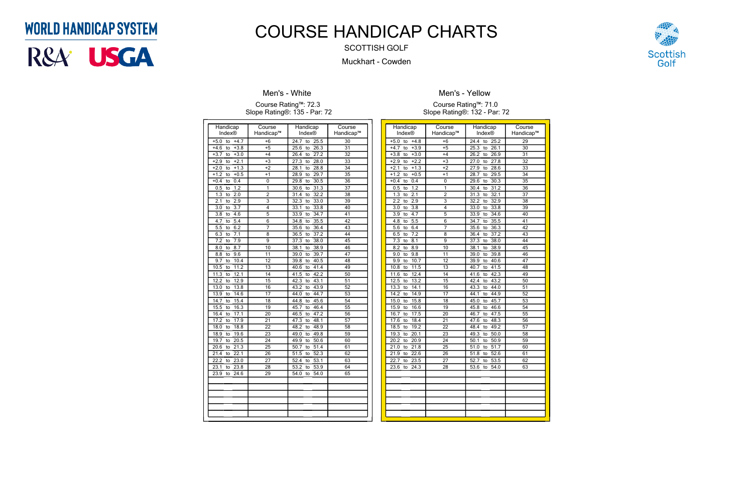WORLD HANDICAP SYSTEM

R&A USGA

# COURSE HANDICAP CHARTS

SCOTTISH GOLF

Muckhart - Cowden

Scottish Golf

## Men's - White

Course Rating™: 72.3
Slope Rating®: 135 - Par: 72

| Handicap Index® | Course Handicap™ | Handicap Index® | Course Handicap™ |
|---|---|---|---|
| +5.0 to +4.7 | +6 | 24.7 to 25.5 | 30 |
| +4.6 to +3.8 | +5 | 25.6 to 26.3 | 31 |
| +3.7 to +3.0 | +4 | 26.4 to 27.2 | 32 |
| +2.9 to +2.1 | +3 | 27.3 to 28.0 | 33 |
| +2.0 to +1.3 | +2 | 28.1 to 28.8 | 34 |
| +1.2 to +0.5 | +1 | 28.9 to 29.7 | 35 |
| +0.4 to 0.4 | 0 | 29.8 to 30.5 | 36 |
| 0.5 to 1.2 | 1 | 30.6 to 31.3 | 37 |
| 1.3 to 2.0 | 2 | 31.4 to 32.2 | 38 |
| 2.1 to 2.9 | 3 | 32.3 to 33.0 | 39 |
| 3.0 to 3.7 | 4 | 33.1 to 33.8 | 40 |
| 3.8 to 4.6 | 5 | 33.9 to 34.7 | 41 |
| 4.7 to 5.4 | 6 | 34.8 to 35.5 | 42 |
| 5.5 to 6.2 | 7 | 35.6 to 36.4 | 43 |
| 6.3 to 7.1 | 8 | 36.5 to 37.2 | 44 |
| 7.2 to 7.9 | 9 | 37.3 to 38.0 | 45 |
| 8.0 to 8.7 | 10 | 38.1 to 38.9 | 46 |
| 8.8 to 9.6 | 11 | 39.0 to 39.7 | 47 |
| 9.7 to 10.4 | 12 | 39.8 to 40.5 | 48 |
| 10.5 to 11.2 | 13 | 40.6 to 41.4 | 49 |
| 11.3 to 12.1 | 14 | 41.5 to 42.2 | 50 |
| 12.2 to 12.9 | 15 | 42.3 to 43.1 | 51 |
| 13.0 to 13.8 | 16 | 43.2 to 43.9 | 52 |
| 13.9 to 14.6 | 17 | 44.0 to 44.7 | 53 |
| 14.7 to 15.4 | 18 | 44.8 to 45.6 | 54 |
| 15.5 to 16.3 | 19 | 45.7 to 46.4 | 55 |
| 16.4 to 17.1 | 20 | 46.5 to 47.2 | 56 |
| 17.2 to 17.9 | 21 | 47.3 to 48.1 | 57 |
| 18.0 to 18.8 | 22 | 48.2 to 48.9 | 58 |
| 18.9 to 19.6 | 23 | 49.0 to 49.8 | 59 |
| 19.7 to 20.5 | 24 | 49.9 to 50.6 | 60 |
| 20.6 to 21.3 | 25 | 50.7 to 51.4 | 61 |
| 21.4 to 22.1 | 26 | 51.5 to 52.3 | 62 |
| 22.2 to 23.0 | 27 | 52.4 to 53.1 | 63 |
| 23.1 to 23.8 | 28 | 53.2 to 53.9 | 64 |
| 23.9 to 24.6 | 29 | 54.0 to 54.0 | 65 |

## Men's - Yellow

Course Rating™: 71.0
Slope Rating®: 132 - Par: 72

| Handicap Index® | Course Handicap™ | Handicap Index® | Course Handicap™ |
|---|---|---|---|
| +5.0 to +4.8 | +6 | 24.4 to 25.2 | 29 |
| +4.7 to +3.9 | +5 | 25.3 to 26.1 | 30 |
| +3.8 to +3.0 | +4 | 26.2 to 26.9 | 31 |
| +2.9 to +2.2 | +3 | 27.0 to 27.8 | 32 |
| +2.1 to +1.3 | +2 | 27.9 to 28.6 | 33 |
| +1.2 to +0.5 | +1 | 28.7 to 29.5 | 34 |
| +0.4 to 0.4 | 0 | 29.6 to 30.3 | 35 |
| 0.5 to 1.2 | 1 | 30.4 to 31.2 | 36 |
| 1.3 to 2.1 | 2 | 31.3 to 32.1 | 37 |
| 2.2 to 2.9 | 3 | 32.2 to 32.9 | 38 |
| 3.0 to 3.8 | 4 | 33.0 to 33.8 | 39 |
| 3.9 to 4.7 | 5 | 33.9 to 34.6 | 40 |
| 4.8 to 5.5 | 6 | 34.7 to 35.5 | 41 |
| 5.6 to 6.4 | 7 | 35.6 to 36.3 | 42 |
| 6.5 to 7.2 | 8 | 36.4 to 37.2 | 43 |
| 7.3 to 8.1 | 9 | 37.3 to 38.0 | 44 |
| 8.2 to 8.9 | 10 | 38.1 to 38.9 | 45 |
| 9.0 to 9.8 | 11 | 39.0 to 39.8 | 46 |
| 9.9 to 10.7 | 12 | 39.9 to 40.6 | 47 |
| 10.8 to 11.5 | 13 | 40.7 to 41.5 | 48 |
| 11.6 to 12.4 | 14 | 41.6 to 42.3 | 49 |
| 12.5 to 13.2 | 15 | 42.4 to 43.2 | 50 |
| 13.3 to 14.1 | 16 | 43.3 to 44.0 | 51 |
| 14.2 to 14.9 | 17 | 44.1 to 44.9 | 52 |
| 15.0 to 15.8 | 18 | 45.0 to 45.7 | 53 |
| 15.9 to 16.6 | 19 | 45.8 to 46.6 | 54 |
| 16.7 to 17.5 | 20 | 46.7 to 47.5 | 55 |
| 17.6 to 18.4 | 21 | 47.6 to 48.3 | 56 |
| 18.5 to 19.2 | 22 | 48.4 to 49.2 | 57 |
| 19.3 to 20.1 | 23 | 49.3 to 50.0 | 58 |
| 20.2 to 20.9 | 24 | 50.1 to 50.9 | 59 |
| 21.0 to 21.8 | 25 | 51.0 to 51.7 | 60 |
| 21.9 to 22.6 | 26 | 51.8 to 52.6 | 61 |
| 22.7 to 23.5 | 27 | 52.7 to 53.5 | 62 |
| 23.6 to 24.3 | 28 | 53.6 to 54.0 | 63 |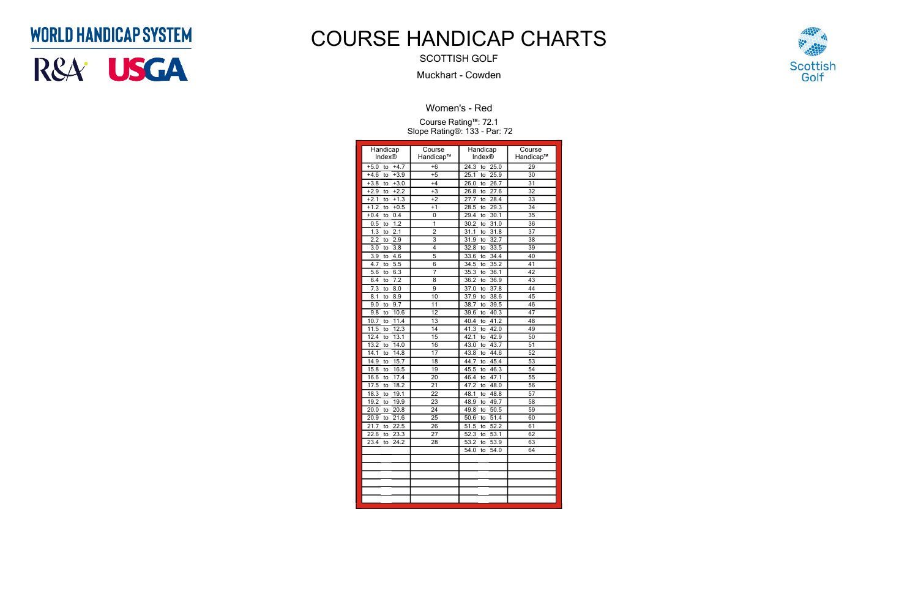WORLD HANDICAP SYSTEM

R&A USGA

# COURSE HANDICAP CHARTS

SCOTTISH GOLF

Muckhart - Cowden

Scottish Golf

## Women's - Red

Course Rating™: 72.1
Slope Rating®: 133 - Par: 72

| Handicap Index® | Course Handicap™ | Handicap Index® | Course Handicap™ |
|---|---|---|---|
| +5.0 to +4.7 | +6 | 24.3 to 25.0 | 29 |
| +4.6 to +3.9 | +5 | 25.1 to 25.9 | 30 |
| +3.8 to +3.0 | +4 | 26.0 to 26.7 | 31 |
| +2.9 to +2.2 | +3 | 26.8 to 27.6 | 32 |
| +2.1 to +1.3 | +2 | 27.7 to 28.4 | 33 |
| +1.2 to +0.5 | +1 | 28.5 to 29.3 | 34 |
| +0.4 to 0.4 | 0 | 29.4 to 30.1 | 35 |
| 0.5 to 1.2 | 1 | 30.2 to 31.0 | 36 |
| 1.3 to 2.1 | 2 | 31.1 to 31.8 | 37 |
| 2.2 to 2.9 | 3 | 31.9 to 32.7 | 38 |
| 3.0 to 3.8 | 4 | 32.8 to 33.5 | 39 |
| 3.9 to 4.6 | 5 | 33.6 to 34.4 | 40 |
| 4.7 to 5.5 | 6 | 34.5 to 35.2 | 41 |
| 5.6 to 6.3 | 7 | 35.3 to 36.1 | 42 |
| 6.4 to 7.2 | 8 | 36.2 to 36.9 | 43 |
| 7.3 to 8.0 | 9 | 37.0 to 37.8 | 44 |
| 8.1 to 8.9 | 10 | 37.9 to 38.6 | 45 |
| 9.0 to 9.7 | 11 | 38.7 to 39.5 | 46 |
| 9.8 to 10.6 | 12 | 39.6 to 40.3 | 47 |
| 10.7 to 11.4 | 13 | 40.4 to 41.2 | 48 |
| 11.5 to 12.3 | 14 | 41.3 to 42.0 | 49 |
| 12.4 to 13.1 | 15 | 42.1 to 42.9 | 50 |
| 13.2 to 14.0 | 16 | 43.0 to 43.7 | 51 |
| 14.1 to 14.8 | 17 | 43.8 to 44.6 | 52 |
| 14.9 to 15.7 | 18 | 44.7 to 45.4 | 53 |
| 15.8 to 16.5 | 19 | 45.5 to 46.3 | 54 |
| 16.6 to 17.4 | 20 | 46.4 to 47.1 | 55 |
| 17.5 to 18.2 | 21 | 47.2 to 48.0 | 56 |
| 18.3 to 19.1 | 22 | 48.1 to 48.8 | 57 |
| 19.2 to 19.9 | 23 | 48.9 to 49.7 | 58 |
| 20.0 to 20.8 | 24 | 49.8 to 50.5 | 59 |
| 20.9 to 21.6 | 25 | 50.6 to 51.4 | 60 |
| 21.7 to 22.5 | 26 | 51.5 to 52.2 | 61 |
| 22.6 to 23.3 | 27 | 52.3 to 53.1 | 62 |
| 23.4 to 24.2 | 28 | 53.2 to 53.9 | 63 |
| | | 54.0 to 54.0 | 64 |